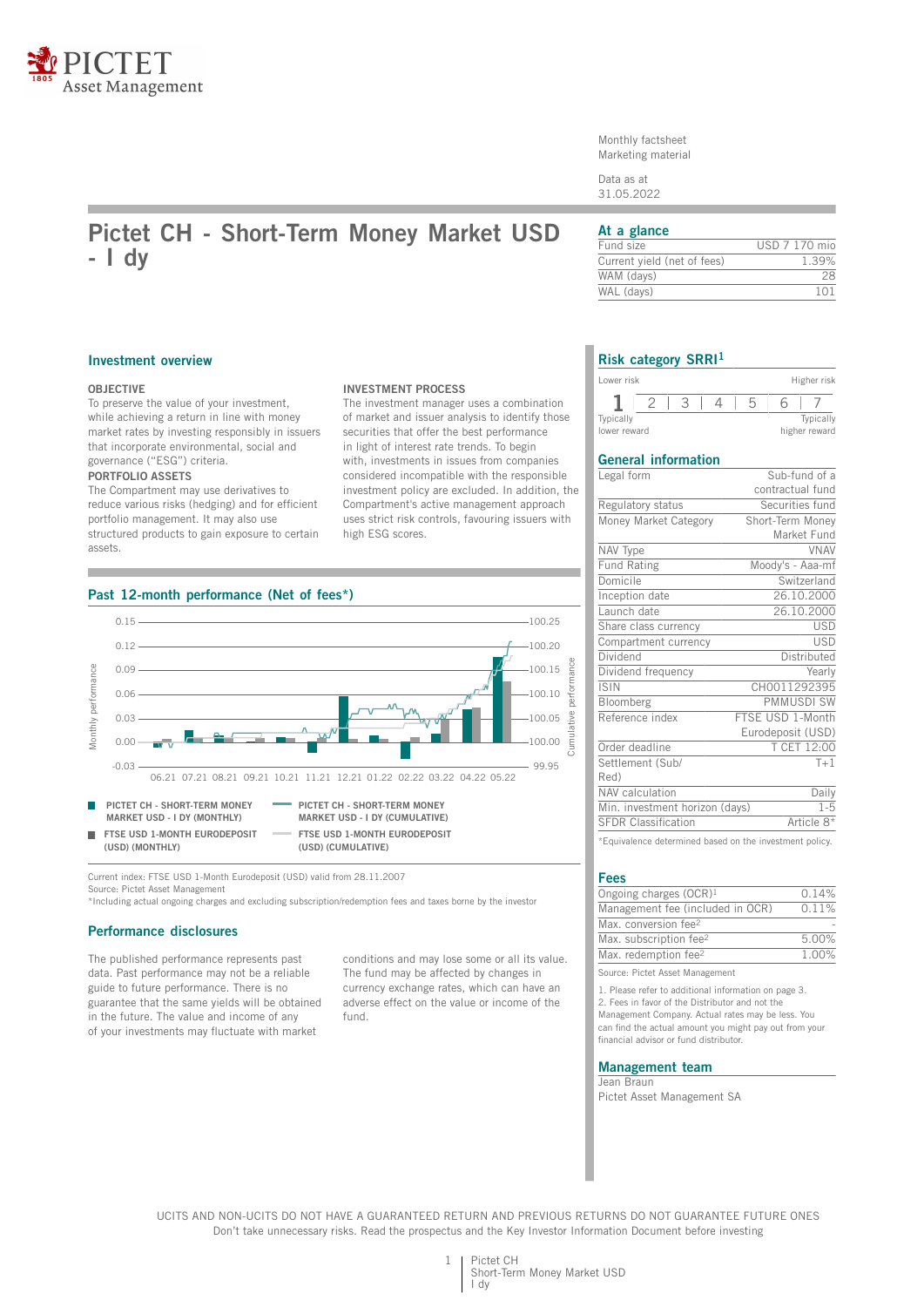Monthly factsheet
Marketing material

Data as at
31.05.2022

# Pictet CH - Short-Term Money Market USD - I dy

## At a glance

| | |
|---|---|
| Fund size | USD 7 170 mio |
| Current yield (net of fees) | 1.39% |
| WAM (days) | 28 |
| WAL (days) | 101 |

## Investment overview

**OBJECTIVE**

To preserve the value of your investment, while achieving a return in line with money market rates by investing responsibly in issuers that incorporate environmental, social and governance ("ESG") criteria.

**PORTFOLIO ASSETS**

The Compartment may use derivatives to reduce various risks (hedging) and for efficient portfolio management. It may also use structured products to gain exposure to certain assets.

**INVESTMENT PROCESS**

The investment manager uses a combination of market and issuer analysis to identify those securities that offer the best performance in light of interest rate trends. To begin with, investments in issues from companies considered incompatible with the responsible investment policy are excluded. In addition, the Compartment's active management approach uses strict risk controls, favouring issuers with high ESG scores.

## Past 12-month performance (Net of fees*)

- PICTET CH - SHORT-TERM MONEY MARKET USD - I DY (MONTHLY)
- PICTET CH - SHORT-TERM MONEY MARKET USD - I DY (CUMULATIVE)
- FTSE USD 1-MONTH EURODEPOSIT (USD) (MONTHLY)
- FTSE USD 1-MONTH EURODEPOSIT (USD) (CUMULATIVE)

Current index: FTSE USD 1-Month Eurodeposit (USD) valid from 28.11.2007
Source: Pictet Asset Management
*Including actual ongoing charges and excluding subscription/redemption fees and taxes borne by the investor

## Performance disclosures

The published performance represents past data. Past performance may not be a reliable guide to future performance. There is no guarantee that the same yields will be obtained in the future. The value and income of any of your investments may fluctuate with market conditions and may lose some or all its value. The fund may be affected by changes in currency exchange rates, which can have an adverse effect on the value or income of the fund.

## Risk category SRRI[1]

Lower risk — Higher risk

**1** | 2 | 3 | 4 | 5 | 6 | 7

Typically lower reward — Typically higher reward

## General information

| | |
|---|---|
| Legal form | Sub-fund of a contractual fund |
| Regulatory status | Securities fund |
| Money Market Category | Short-Term Money Market Fund |
| NAV Type | VNAV |
| Fund Rating | Moody's - Aaa-mf |
| Domicile | Switzerland |
| Inception date | 26.10.2000 |
| Launch date | 26.10.2000 |
| Share class currency | USD |
| Compartment currency | USD |
| Dividend | Distributed |
| Dividend frequency | Yearly |
| ISIN | CH0011292395 |
| Bloomberg | PMMUSDI SW |
| Reference index | FTSE USD 1-Month Eurodeposit (USD) |
| Order deadline | T CET 12:00 |
| Settlement (Sub/Red) | T+1 |
| NAV calculation | Daily |
| Min. investment horizon (days) | 1-5 |
| SFDR Classification | Article 8* |

*Equivalence determined based on the investment policy.

## Fees

| | |
|---|---|
| Ongoing charges (OCR)[1] | 0.14% |
| Management fee (included in OCR) | 0.11% |
| Max. conversion fee[2] | - |
| Max. subscription fee[2] | 5.00% |
| Max. redemption fee[2] | 1.00% |

Source: Pictet Asset Management

1. Please refer to additional information on page 3.
2. Fees in favor of the Distributor and not the Management Company. Actual rates may be less. You can find the actual amount you might pay out from your financial advisor or fund distributor.

## Management team

Jean Braun
Pictet Asset Management SA

UCITS AND NON-UCITS DO NOT HAVE A GUARANTEED RETURN AND PREVIOUS RETURNS DO NOT GUARANTEE FUTURE ONES
Don't take unnecessary risks. Read the prospectus and the Key Investor Information Document before investing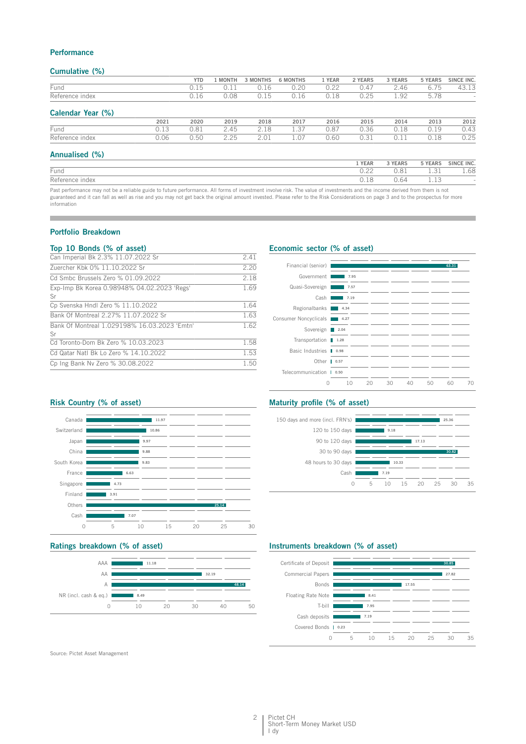## Performance

### Cumulative (%)

| | YTD | 1 MONTH | 3 MONTHS | 6 MONTHS | 1 YEAR | 2 YEARS | 3 YEARS | 5 YEARS | SINCE INC. |
|---|---|---|---|---|---|---|---|---|---|
| Fund | 0.15 | 0.11 | 0.16 | 0.20 | 0.22 | 0.47 | 2.46 | 6.75 | 43.13 |
| Reference index | 0.16 | 0.08 | 0.15 | 0.16 | 0.18 | 0.25 | 1.92 | 5.78 | - |

### Calendar Year (%)

| | 2021 | 2020 | 2019 | 2018 | 2017 | 2016 | 2015 | 2014 | 2013 | 2012 |
|---|---|---|---|---|---|---|---|---|---|---|
| Fund | 0.13 | 0.81 | 2.45 | 2.18 | 1.37 | 0.87 | 0.36 | 0.18 | 0.19 | 0.43 |
| Reference index | 0.06 | 0.50 | 2.25 | 2.01 | 1.07 | 0.60 | 0.31 | 0.11 | 0.18 | 0.25 |

### Annualised (%)

| | 1 YEAR | 3 YEARS | 5 YEARS | SINCE INC. |
|---|---|---|---|---|
| Fund | 0.22 | 0.81 | 1.31 | 1.68 |
| Reference index | 0.18 | 0.64 | 1.13 | - |

Past performance may not be a reliable guide to future performance. All forms of investment involve risk. The value of investments and the income derived from them is not guaranteed and it can fall as well as rise and you may not get back the original amount invested. Please refer to the Risk Considerations on page 3 and to the prospectus for more information

## Portfolio Breakdown

### Top 10 Bonds (% of asset)

| Bond | % |
|---|---|
| Can Imperial Bk 2.3% 11.07.2022 Sr | 2.41 |
| Zuercher Kbk 0% 11.10.2022 Sr | 2.20 |
| Cd Smbc Brussels Zero % 01.09.2022 | 2.18 |
| Exp-Imp Bk Korea 0.98948% 04.02.2023 'Regs' Sr | 1.69 |
| Cp Svenska Hndl Zero % 11.10.2022 | 1.64 |
| Bank Of Montreal 2.27% 11.07.2022 Sr | 1.63 |
| Bank Of Montreal 1.029198% 16.03.2023 'Emtn' Sr | 1.62 |
| Cd Toronto-Dom Bk Zero % 10.03.2023 | 1.58 |
| Cd Qatar Natl Bk Lo Zero % 14.10.2022 | 1.53 |
| Cp Ing Bank Nv Zero % 30.08.2022 | 1.50 |

### Economic sector (% of asset)

| Sector | % |
|---|---|
| Financial (senior) | 63.31 |
| Government | 7.95 |
| Quasi-Sovereign | 7.57 |
| Cash | 7.19 |
| Regionalbanks | 4.34 |
| Consumer Noncyclicals | 4.27 |
| Sovereign | 2.04 |
| Transportation | 1.28 |
| Basic Industries | 0.98 |
| Other | 0.57 |
| Telecommunication | 0.50 |

### Risk Country (% of asset)

| Country | % |
|---|---|
| Canada | 11.97 |
| Switzerland | 10.86 |
| Japan | 9.97 |
| China | 9.88 |
| South Korea | 9.83 |
| France | 6.63 |
| Singapore | 4.73 |
| Finland | 3.91 |
| Others | 25.14 |
| Cash | 7.07 |

### Maturity profile (% of asset)

| Maturity | % |
|---|---|
| 150 days and more (incl. FRN's) | 25.36 |
| 120 to 150 days | 9.18 |
| 90 to 120 days | 17.13 |
| 30 to 90 days | 30.82 |
| 48 hours to 30 days | 10.33 |
| Cash | 7.19 |

### Ratings breakdown (% of asset)

| Rating | % |
|---|---|
| AAA | 11.18 |
| AA | 32.19 |
| A | 48.14 |
| NR (incl. cash & eq.) | 8.49 |

### Instruments breakdown (% of asset)

| Instrument | % |
|---|---|
| Certificate of Deposit | 30.85 |
| Commercial Papers | 27.82 |
| Bonds | 17.55 |
| Floating Rate Note | 8.41 |
| T-bill | 7.95 |
| Cash deposits | 7.19 |
| Covered Bonds | 0.23 |

Source: Pictet Asset Management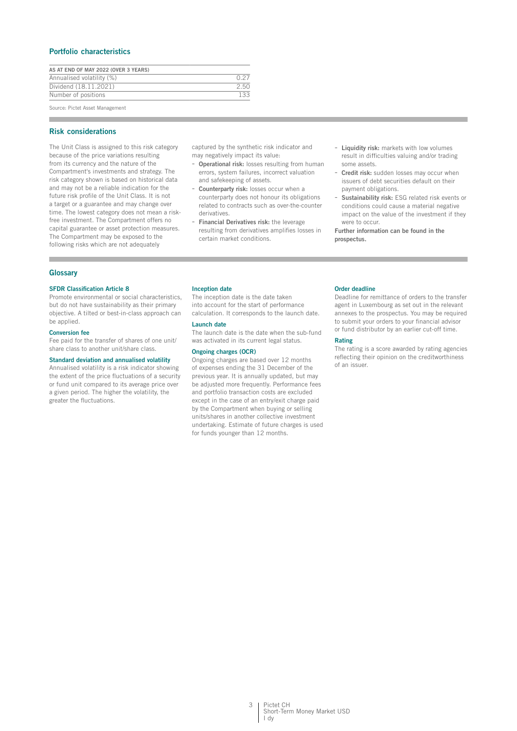## Portfolio characteristics

| AS AT END OF MAY 2022 (OVER 3 YEARS) | |
|---|---|
| Annualised volatility (%) | 0.27 |
| Dividend (18.11.2021) | 2.50 |
| Number of positions | 133 |

Source: Pictet Asset Management

## Risk considerations

The Unit Class is assigned to this risk category because of the price variations resulting from its currency and the nature of the Compartment's investments and strategy. The risk category shown is based on historical data and may not be a reliable indication for the future risk profile of the Unit Class. It is not a target or a guarantee and may change over time. The lowest category does not mean a risk-free investment. The Compartment offers no capital guarantee or asset protection measures. The Compartment may be exposed to the following risks which are not adequately captured by the synthetic risk indicator and may negatively impact its value:

- **Operational risk:** losses resulting from human errors, system failures, incorrect valuation and safekeeping of assets.
- **Counterparty risk:** losses occur when a counterparty does not honour its obligations related to contracts such as over-the-counter derivatives.
- **Financial Derivatives risk:** the leverage resulting from derivatives amplifies losses in certain market conditions.
- **Liquidity risk:** markets with low volumes result in difficulties valuing and/or trading some assets.
- **Credit risk:** sudden losses may occur when issuers of debt securities default on their payment obligations.
- **Sustainability risk:** ESG related risk events or conditions could cause a material negative impact on the value of the investment if they were to occur.

**Further information can be found in the prospectus.**

## Glossary

### SFDR Classification Article 8

Promote environmental or social characteristics, but do not have sustainability as their primary objective. A tilted or best-in-class approach can be applied.

### Conversion fee

Fee paid for the transfer of shares of one unit/ share class to another unit/share class.

### Standard deviation and annualised volatility

Annualised volatility is a risk indicator showing the extent of the price fluctuations of a security or fund unit compared to its average price over a given period. The higher the volatility, the greater the fluctuations.

### Inception date

The inception date is the date taken into account for the start of performance calculation. It corresponds to the launch date.

### Launch date

The launch date is the date when the sub-fund was activated in its current legal status.

### Ongoing charges (OCR)

Ongoing charges are based over 12 months of expenses ending the 31 December of the previous year. It is annually updated, but may be adjusted more frequently. Performance fees and portfolio transaction costs are excluded except in the case of an entry/exit charge paid by the Compartment when buying or selling units/shares in another collective investment undertaking. Estimate of future charges is used for funds younger than 12 months.

### Order deadline

Deadline for remittance of orders to the transfer agent in Luxembourg as set out in the relevant annexes to the prospectus. You may be required to submit your orders to your financial advisor or fund distributor by an earlier cut-off time.

### Rating

The rating is a score awarded by rating agencies reflecting their opinion on the creditworthiness of an issuer.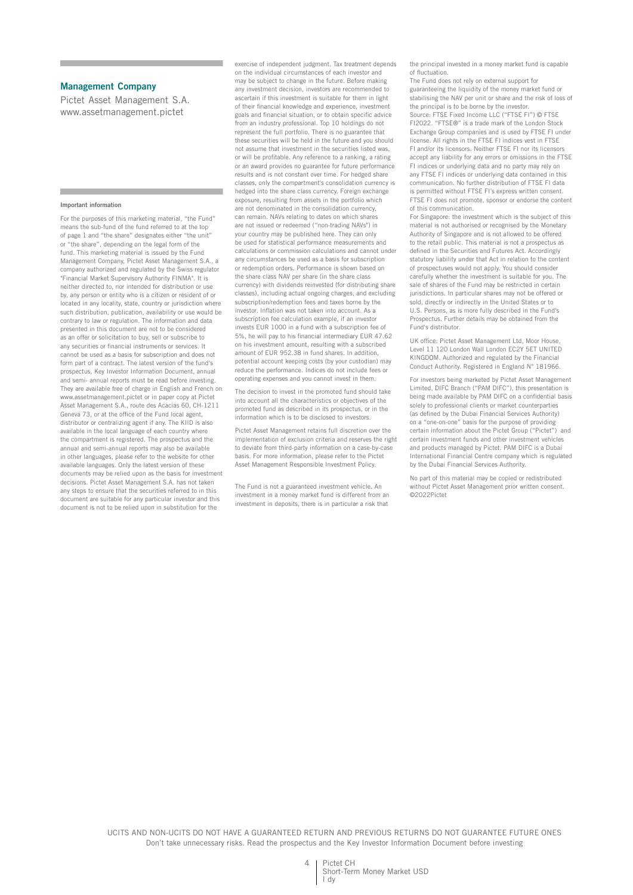## Management Company

Pictet Asset Management S.A.
www.assetmanagement.pictet

### Important information

For the purposes of this marketing material, "the Fund" means the sub-fund of the fund referred to at the top of page 1 and "the share" designates either "the unit" or "the share", depending on the legal form of the fund. This marketing material is issued by the Fund Management Company, Pictet Asset Management S.A., a company authorized and regulated by the Swiss regulator "Financial Market Supervisory Authority FINMA". It is neither directed to, nor intended for distribution or use by, any person or entity who is a citizen or resident of or located in any locality, state, country or jurisdiction where such distribution, publication, availability or use would be contrary to law or regulation. The information and data presented in this document are not to be considered as an offer or solicitation to buy, sell or subscribe to any securities or financial instruments or services. It cannot be used as a basis for subscription and does not form part of a contract. The latest version of the fund's prospectus, Key Investor Information Document, annual and semi- annual reports must be read before investing. They are available free of charge in English and French on www.assetmanagement.pictet or in paper copy at Pictet Asset Management S.A., route des Acacias 60, CH-1211 Geneva 73, or at the office of the Fund local agent, distributor or centralizing agent if any. The KIID is also available in the local language of each country where the compartment is registered. The prospectus and the annual and semi-annual reports may also be available in other languages, please refer to the website for other available languages. Only the latest version of these documents may be relied upon as the basis for investment decisions. Pictet Asset Management S.A. has not taken any steps to ensure that the securities referred to in this document are suitable for any particular investor and this document is not to be relied upon in substitution for the exercise of independent judgment. Tax treatment depends on the individual circumstances of each investor and may be subject to change in the future. Before making any investment decision, investors are recommended to ascertain if this investment is suitable for them in light of their financial knowledge and experience, investment goals and financial situation, or to obtain specific advice from an industry professional. Top 10 holdings do not represent the full portfolio. There is no guarantee that these securities will be held in the future and you should not assume that investment in the securities listed was, or will be profitable. Any reference to a ranking, a rating or an award provides no guarantee for future performance results and is not constant over time. For hedged share classes, only the compartment's consolidation currency is hedged into the share class currency. Foreign exchange exposure, resulting from assets in the portfolio which are not denominated in the consolidation currency, can remain. NAVs relating to dates on which shares are not issued or redeemed ("non-trading NAVs") in your country may be published here. They can only be used for statistical performance measurements and calculations or commission calculations and cannot under any circumstances be used as a basis for subscription or redemption orders. Performance is shown based on the share class NAV per share (in the share class currency) with dividends reinvested (for distributing share classes), including actual ongoing charges, and excluding subscription/redemption fees and taxes borne by the investor. Inflation was not taken into account. As a subscription fee calculation example, if an investor invests EUR 1000 in a fund with a subscription fee of 5%, he will pay to his financial intermediary EUR 47.62 on his investment amount, resulting with a subscribed amount of EUR 952.38 in fund shares. In addition, potential account keeping costs (by your custodian) may reduce the performance. Indices do not include fees or operating expenses and you cannot invest in them.

The decision to invest in the promoted fund should take into account all the characteristics or objectives of the promoted fund as described in its prospectus, or in the information which is to be disclosed to investors.

Pictet Asset Management retains full discretion over the implementation of exclusion criteria and reserves the right to deviate from third-party information on a case-by-case basis. For more information, please refer to the Pictet Asset Management Responsible Investment Policy.

The Fund is not a guaranteed investment vehicle. An investment in a money market fund is different from an investment in deposits, there is in particular a risk that the principal invested in a money market fund is capable of fluctuation.
The Fund does not rely on external support for guaranteeing the liquidity of the money market fund or stabilising the NAV per unit or share and the risk of loss of the principal is to be borne by the investor.
Source: FTSE Fixed Income LLC ("FTSE FI") © FTSE FI2022. "FTSE®" is a trade mark of the London Stock Exchange Group companies and is used by FTSE FI under license. All rights in the FTSE FI indices vest in FTSE FI and/or its licensors. Neither FTSE FI nor its licensors accept any liability for any errors or omissions in the FTSE FI indices or underlying data and no party may rely on any FTSE FI indices or underlying data contained in this communication. No further distribution of FTSE FI data is permitted without FTSE FI's express written consent. FTSE FI does not promote, sponsor or endorse the content of this communication.
For Singapore: the investment which is the subject of this material is not authorised or recognised by the Monetary Authority of Singapore and is not allowed to be offered to the retail public. This material is not a prospectus as defined in the Securities and Futures Act. Accordingly statutory liability under that Act in relation to the content of prospectuses would not apply. You should consider carefully whether the investment is suitable for you. The sale of shares of the Fund may be restricted in certain jurisdictions. In particular shares may not be offered or sold, directly or indirectly in the United States or to U.S. Persons, as is more fully described in the Fund's Prospectus. Further details may be obtained from the Fund's distributor.

UK office: Pictet Asset Management Ltd, Moor House, Level 11 120 London Wall London EC2Y 5ET UNITED KINGDOM. Authorized and regulated by the Financial Conduct Authority. Registered in England N° 181966.

For investors being marketed by Pictet Asset Management Limited, DIFC Branch ("PAM DIFC"), this presentation is being made available by PAM DIFC on a confidential basis solely to professional clients or market counterparties (as defined by the Dubai Financial Services Authority) on a "one-on-one" basis for the purpose of providing certain information about the Pictet Group ("Pictet") and certain investment funds and other investment vehicles and products managed by Pictet. PAM DIFC is a Dubai International Financial Centre company which is regulated by the Dubai Financial Services Authority.

No part of this material may be copied or redistributed without Pictet Asset Management prior written consent.
©2022Pictet

UCITS AND NON-UCITS DO NOT HAVE A GUARANTEED RETURN AND PREVIOUS RETURNS DO NOT GUARANTEE FUTURE ONES
Don't take unnecessary risks. Read the prospectus and the Key Investor Information Document before investing